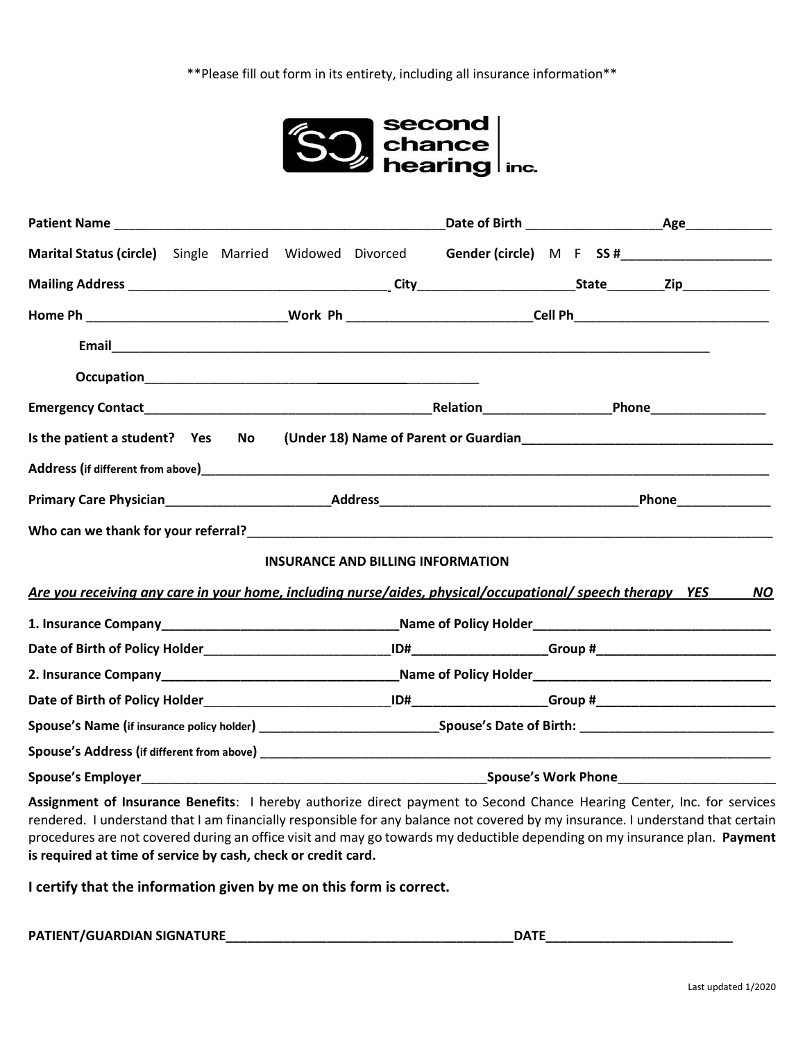**Please fill out form in its entirety, including all insurance information**

second chance hearing inc.

**Patient Name** _______________________________________________ **Date of Birth** ___________________ **Age**____________

**Marital Status (circle)** Single Married Widowed Divorced **Gender (circle)** M F **SS #**____________________

**Mailing Address** ___________________________________ **City**_____________________ **State**________ **Zip**____________

**Home Ph** ___________________________ **Work Ph** _________________________ **Cell Ph**___________________________

**Email**_________________________________________________________________________________________

**Occupation**_______________________________________________

**Emergency Contact**________________________________________ **Relation**_________________ **Phone**________________

**Is the patient a student? Yes No (Under 18) Name of Parent or Guardian**__________________________________

**Address (if different from above)**_________________________________________________________________________________

**Primary Care Physician**______________________ **Address**___________________________________ **Phone**_____________

**Who can we thank for your referral?**______________________________________________________________________________

**INSURANCE AND BILLING INFORMATION**

***Are you receiving any care in your home, including nurse/aides, physical/occupational/ speech therapy YES NO***

**1. Insurance Company**________________________________ **Name of Policy Holder**________________________________

**Date of Birth of Policy Holder**_________________________ **ID#**__________________ **Group #**________________________

**2. Insurance Company**________________________________ **Name of Policy Holder**________________________________

**Date of Birth of Policy Holder**_________________________ **ID#**__________________ **Group #**________________________

**Spouse's Name (if insurance policy holder)** _________________________ **Spouse's Date of Birth:** ___________________________

**Spouse's Address (if different from above)** ___________________________________________________________________________

**Spouse's Employer**________________________________________________ **Spouse's Work Phone**______________________

**Assignment of Insurance Benefits**: I hereby authorize direct payment to Second Chance Hearing Center, Inc. for services rendered. I understand that I am financially responsible for any balance not covered by my insurance. I understand that certain procedures are not covered during an office visit and may go towards my deductible depending on my insurance plan. **Payment is required at time of service by cash, check or credit card.**

**I certify that the information given by me on this form is correct.**

**PATIENT/GUARDIAN SIGNATURE**________________________________________ **DATE**_________________________

Last updated 1/2020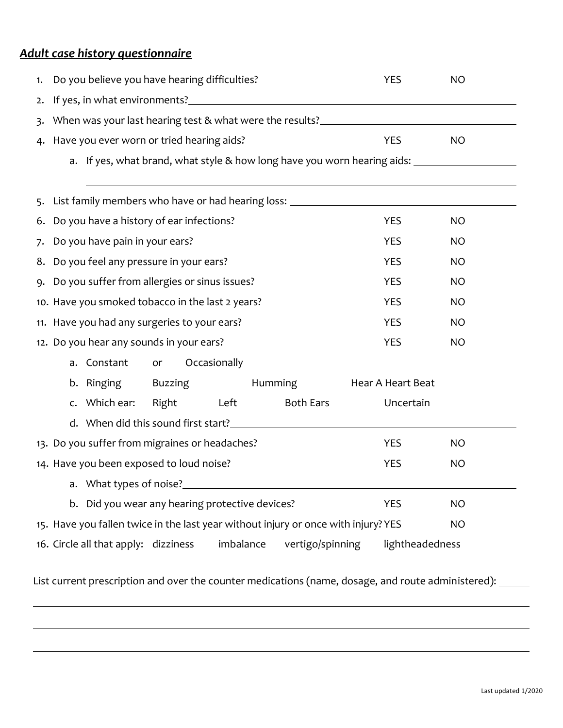***Adult case history questionnaire***

1. Do you believe you have hearing difficulties? YES NO
2. If yes, in what environments? \_\_\_\_\_\_\_\_\_\_\_\_\_\_\_\_\_\_\_\_
3. When was your last hearing test & what were the results? \_\_\_\_\_\_\_\_\_\_\_\_\_\_\_\_\_\_\_\_
4. Have you ever worn or tried hearing aids? YES NO
   a. If yes, what brand, what style & how long have you worn hearing aids: \_\_\_\_\_\_\_\_\_\_\_\_\_\_\_\_\_\_\_\_

   \_\_\_\_\_\_\_\_\_\_\_\_\_\_\_\_\_\_\_\_
5. List family members who have or had hearing loss: \_\_\_\_\_\_\_\_\_\_\_\_\_\_\_\_\_\_\_\_
6. Do you have a history of ear infections? YES NO
7. Do you have pain in your ears? YES NO
8. Do you feel any pressure in your ears? YES NO
9. Do you suffer from allergies or sinus issues? YES NO
10. Have you smoked tobacco in the last 2 years? YES NO
11. Have you had any surgeries to your ears? YES NO
12. Do you hear any sounds in your ears? YES NO
    a. Constant or Occasionally
    b. Ringing Buzzing Humming Hear A Heart Beat
    c. Which ear: Right Left Both Ears Uncertain
    d. When did this sound first start? \_\_\_\_\_\_\_\_\_\_\_\_\_\_\_\_\_\_\_\_
13. Do you suffer from migraines or headaches? YES NO
14. Have you been exposed to loud noise? YES NO
    a. What types of noise? \_\_\_\_\_\_\_\_\_\_\_\_\_\_\_\_\_\_\_\_
    b. Did you wear any hearing protective devices? YES NO
15. Have you fallen twice in the last year without injury or once with injury? YES NO
16. Circle all that apply: dizziness imbalance vertigo/spinning lightheadedness

List current prescription and over the counter medications (name, dosage, and route administered): \_\_\_\_\_\_

\_\_\_\_\_\_\_\_\_\_\_\_\_\_\_\_\_\_\_\_

\_\_\_\_\_\_\_\_\_\_\_\_\_\_\_\_\_\_\_\_

\_\_\_\_\_\_\_\_\_\_\_\_\_\_\_\_\_\_\_\_

Last updated 1/2020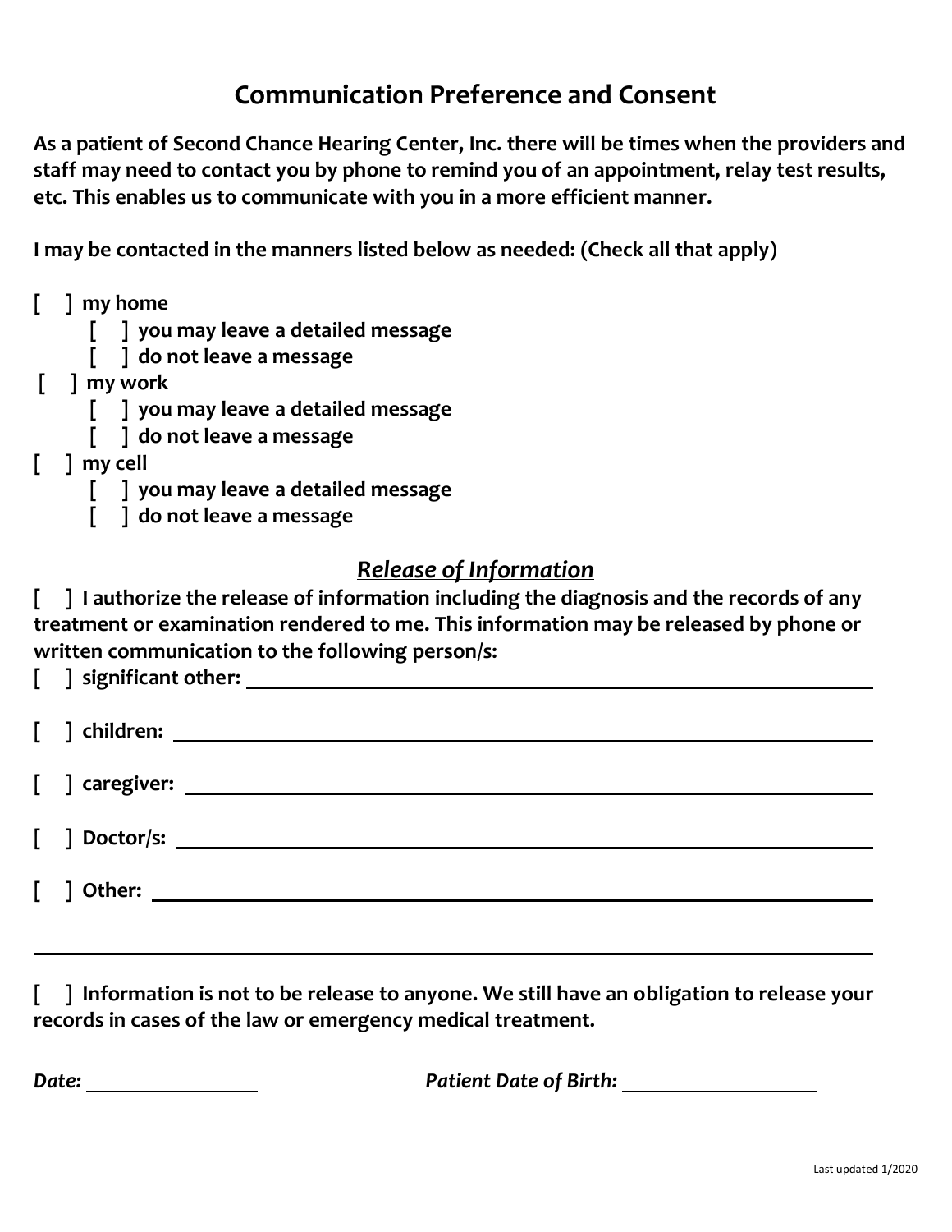# Communication Preference and Consent

**As a patient of Second Chance Hearing Center, Inc. there will be times when the providers and staff may need to contact you by phone to remind you of an appointment, relay test results, etc. This enables us to communicate with you in a more efficient manner.**

**I may be contacted in the manners listed below as needed: (Check all that apply)**

**[ ] my home**

- **[ ] you may leave a detailed message**
- **[ ] do not leave a message**

**[ ] my work**

- **[ ] you may leave a detailed message**
- **[ ] do not leave a message**

**[ ] my cell**

- **[ ] you may leave a detailed message**
- **[ ] do not leave a message**

## *Release of Information*

**[ ] I authorize the release of information including the diagnosis and the records of any treatment or examination rendered to me. This information may be released by phone or written communication to the following person/s:**

**[ ] significant other:** ______________________________

**[ ] children:** ______________________________

**[ ] caregiver:** ______________________________

**[ ] Doctor/s:** ______________________________

**[ ] Other:** ______________________________

______________________________

**[ ] Information is not to be release to anyone. We still have an obligation to release your records in cases of the law or emergency medical treatment.**

***Date:*** ______________ ***Patient Date of Birth:*** ______________

Last updated 1/2020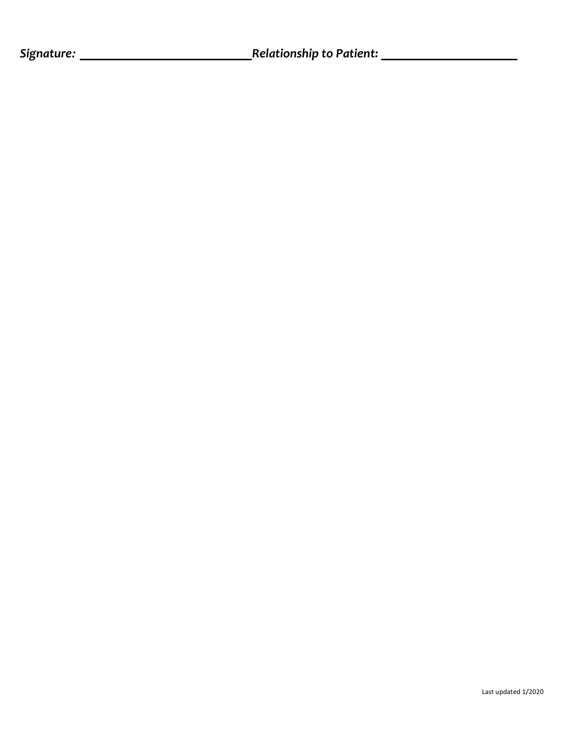***Signature:*** ____________________________ ***Relationship to Patient:*** ______________________

Last updated 1/2020